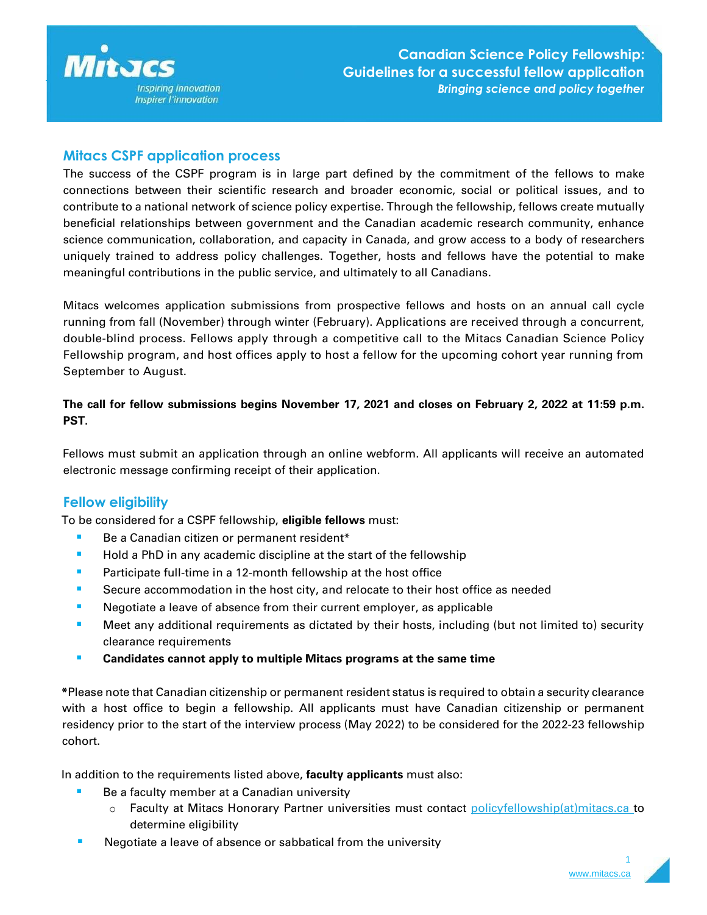# Canadian Science Policy Fellowship: Guidelines for a successful fellow application

*Bringing science and policy together*

## Mitacs CSPF application process

The success of the CSPF program is in large part defined by the commitment of the fellows to make connections between their scientific research and broader economic, social or political issues, and to contribute to a national network of science policy expertise. Through the fellowship, fellows create mutually beneficial relationships between government and the Canadian academic research community, enhance science communication, collaboration, and capacity in Canada, and grow access to a body of researchers uniquely trained to address policy challenges. Together, hosts and fellows have the potential to make meaningful contributions in the public service, and ultimately to all Canadians.

Mitacs welcomes application submissions from prospective fellows and hosts on an annual call cycle running from fall (November) through winter (February). Applications are received through a concurrent, double-blind process. Fellows apply through a competitive call to the Mitacs Canadian Science Policy Fellowship program, and host offices apply to host a fellow for the upcoming cohort year running from September to August.

**The call for fellow submissions begins November 17, 2021 and closes on February 2, 2022 at 11:59 p.m. PST.**

Fellows must submit an application through an online webform. All applicants will receive an automated electronic message confirming receipt of their application.

## Fellow eligibility

To be considered for a CSPF fellowship, **eligible fellows** must:

- Be a Canadian citizen or permanent resident*
- Hold a PhD in any academic discipline at the start of the fellowship
- Participate full-time in a 12-month fellowship at the host office
- Secure accommodation in the host city, and relocate to their host office as needed
- Negotiate a leave of absence from their current employer, as applicable
- Meet any additional requirements as dictated by their hosts, including (but not limited to) security clearance requirements
- **Candidates cannot apply to multiple Mitacs programs at the same time**

***Please note that Canadian citizenship or permanent resident status is required to obtain a security clearance with a host office to begin a fellowship. All applicants must have Canadian citizenship or permanent residency prior to the start of the interview process (May 2022) to be considered for the 2022-23 fellowship cohort.**

In addition to the requirements listed above, **faculty applicants** must also:

- Be a faculty member at a Canadian university
  - Faculty at Mitacs Honorary Partner universities must contact policyfellowship(at)mitacs.ca to determine eligibility
- Negotiate a leave of absence or sabbatical from the university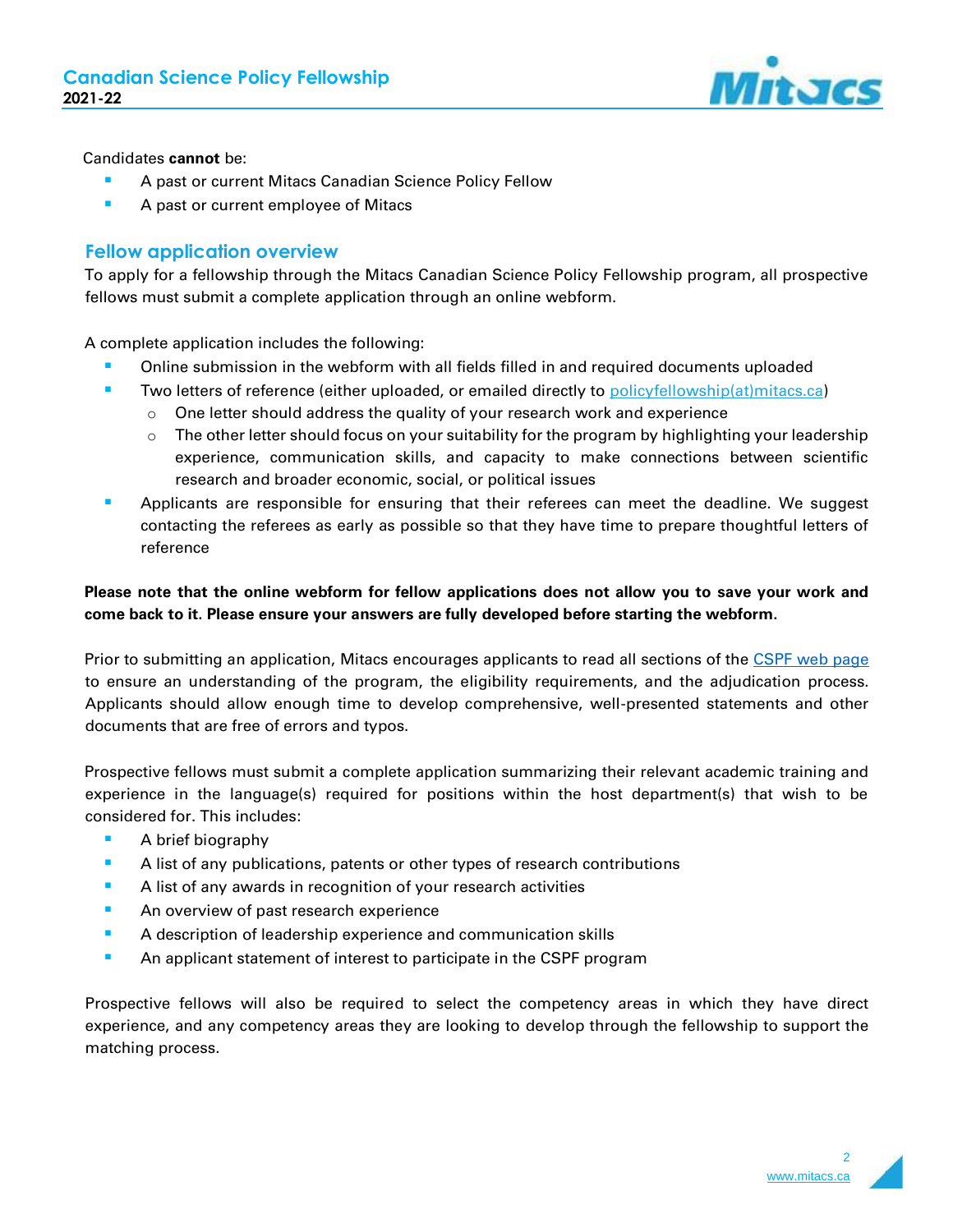Candidates **cannot** be:

- A past or current Mitacs Canadian Science Policy Fellow
- A past or current employee of Mitacs

## Fellow application overview

To apply for a fellowship through the Mitacs Canadian Science Policy Fellowship program, all prospective fellows must submit a complete application through an online webform.

A complete application includes the following:

- Online submission in the webform with all fields filled in and required documents uploaded
- Two letters of reference (either uploaded, or emailed directly to policyfellowship(at)mitacs.ca)
  - One letter should address the quality of your research work and experience
  - The other letter should focus on your suitability for the program by highlighting your leadership experience, communication skills, and capacity to make connections between scientific research and broader economic, social, or political issues
- Applicants are responsible for ensuring that their referees can meet the deadline. We suggest contacting the referees as early as possible so that they have time to prepare thoughtful letters of reference

**Please note that the online webform for fellow applications does not allow you to save your work and come back to it. Please ensure your answers are fully developed before starting the webform.**

Prior to submitting an application, Mitacs encourages applicants to read all sections of the CSPF web page to ensure an understanding of the program, the eligibility requirements, and the adjudication process. Applicants should allow enough time to develop comprehensive, well-presented statements and other documents that are free of errors and typos.

Prospective fellows must submit a complete application summarizing their relevant academic training and experience in the language(s) required for positions within the host department(s) that wish to be considered for. This includes:

- A brief biography
- A list of any publications, patents or other types of research contributions
- A list of any awards in recognition of your research activities
- An overview of past research experience
- A description of leadership experience and communication skills
- An applicant statement of interest to participate in the CSPF program

Prospective fellows will also be required to select the competency areas in which they have direct experience, and any competency areas they are looking to develop through the fellowship to support the matching process.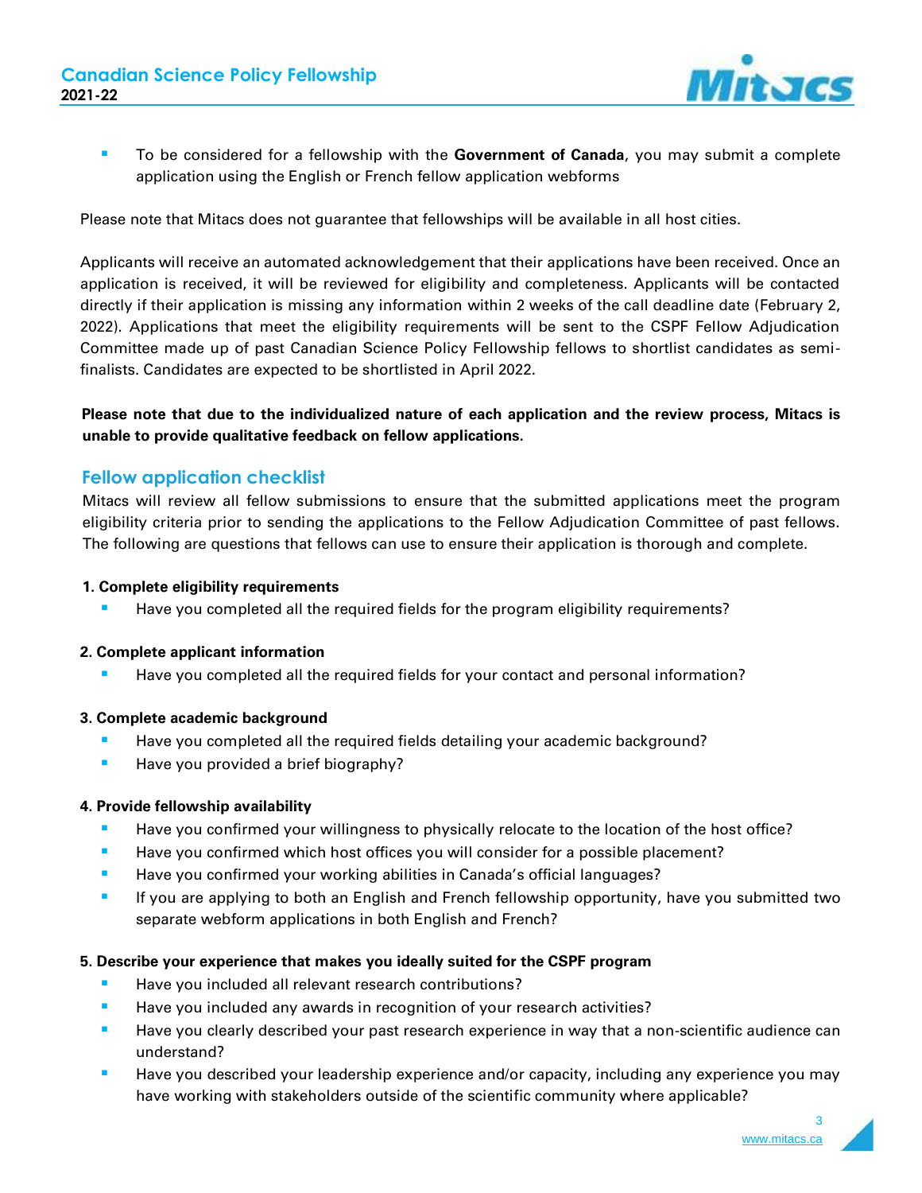- To be considered for a fellowship with the **Government of Canada**, you may submit a complete application using the English or French fellow application webforms

Please note that Mitacs does not guarantee that fellowships will be available in all host cities.

Applicants will receive an automated acknowledgement that their applications have been received. Once an application is received, it will be reviewed for eligibility and completeness. Applicants will be contacted directly if their application is missing any information within 2 weeks of the call deadline date (February 2, 2022). Applications that meet the eligibility requirements will be sent to the CSPF Fellow Adjudication Committee made up of past Canadian Science Policy Fellowship fellows to shortlist candidates as semi-finalists. Candidates are expected to be shortlisted in April 2022.

**Please note that due to the individualized nature of each application and the review process, Mitacs is unable to provide qualitative feedback on fellow applications.**

## Fellow application checklist

Mitacs will review all fellow submissions to ensure that the submitted applications meet the program eligibility criteria prior to sending the applications to the Fellow Adjudication Committee of past fellows. The following are questions that fellows can use to ensure their application is thorough and complete.

**1. Complete eligibility requirements**

- Have you completed all the required fields for the program eligibility requirements?

**2. Complete applicant information**

- Have you completed all the required fields for your contact and personal information?

**3. Complete academic background**

- Have you completed all the required fields detailing your academic background?
- Have you provided a brief biography?

**4. Provide fellowship availability**

- Have you confirmed your willingness to physically relocate to the location of the host office?
- Have you confirmed which host offices you will consider for a possible placement?
- Have you confirmed your working abilities in Canada's official languages?
- If you are applying to both an English and French fellowship opportunity, have you submitted two separate webform applications in both English and French?

**5. Describe your experience that makes you ideally suited for the CSPF program**

- Have you included all relevant research contributions?
- Have you included any awards in recognition of your research activities?
- Have you clearly described your past research experience in way that a non-scientific audience can understand?
- Have you described your leadership experience and/or capacity, including any experience you may have working with stakeholders outside of the scientific community where applicable?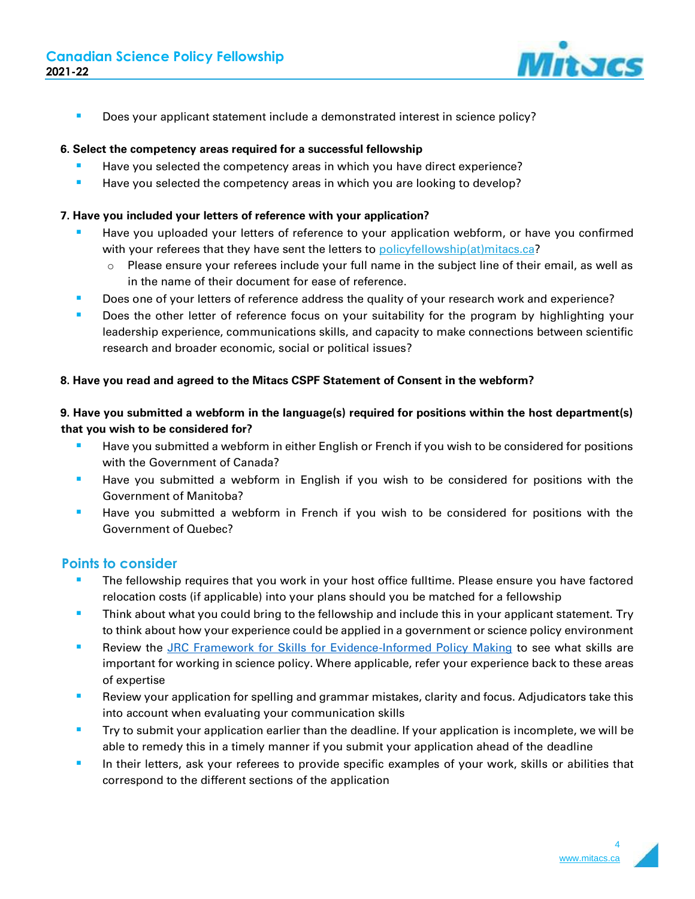- Does your applicant statement include a demonstrated interest in science policy?

**6. Select the competency areas required for a successful fellowship**

- Have you selected the competency areas in which you have direct experience?
- Have you selected the competency areas in which you are looking to develop?

**7. Have you included your letters of reference with your application?**

- Have you uploaded your letters of reference to your application webform, or have you confirmed with your referees that they have sent the letters to [policyfellowship(at)mitacs.ca](policyfellowship(at)mitacs.ca)?
    - Please ensure your referees include your full name in the subject line of their email, as well as in the name of their document for ease of reference.
- Does one of your letters of reference address the quality of your research work and experience?
- Does the other letter of reference focus on your suitability for the program by highlighting your leadership experience, communications skills, and capacity to make connections between scientific research and broader economic, social or political issues?

**8. Have you read and agreed to the Mitacs CSPF Statement of Consent in the webform?**

**9. Have you submitted a webform in the language(s) required for positions within the host department(s) that you wish to be considered for?**

- Have you submitted a webform in either English or French if you wish to be considered for positions with the Government of Canada?
- Have you submitted a webform in English if you wish to be considered for positions with the Government of Manitoba?
- Have you submitted a webform in French if you wish to be considered for positions with the Government of Quebec?

## Points to consider

- The fellowship requires that you work in your host office fulltime. Please ensure you have factored relocation costs (if applicable) into your plans should you be matched for a fellowship
- Think about what you could bring to the fellowship and include this in your applicant statement. Try to think about how your experience could be applied in a government or science policy environment
- Review the JRC Framework for Skills for Evidence-Informed Policy Making to see what skills are important for working in science policy. Where applicable, refer your experience back to these areas of expertise
- Review your application for spelling and grammar mistakes, clarity and focus. Adjudicators take this into account when evaluating your communication skills
- Try to submit your application earlier than the deadline. If your application is incomplete, we will be able to remedy this in a timely manner if you submit your application ahead of the deadline
- In their letters, ask your referees to provide specific examples of your work, skills or abilities that correspond to the different sections of the application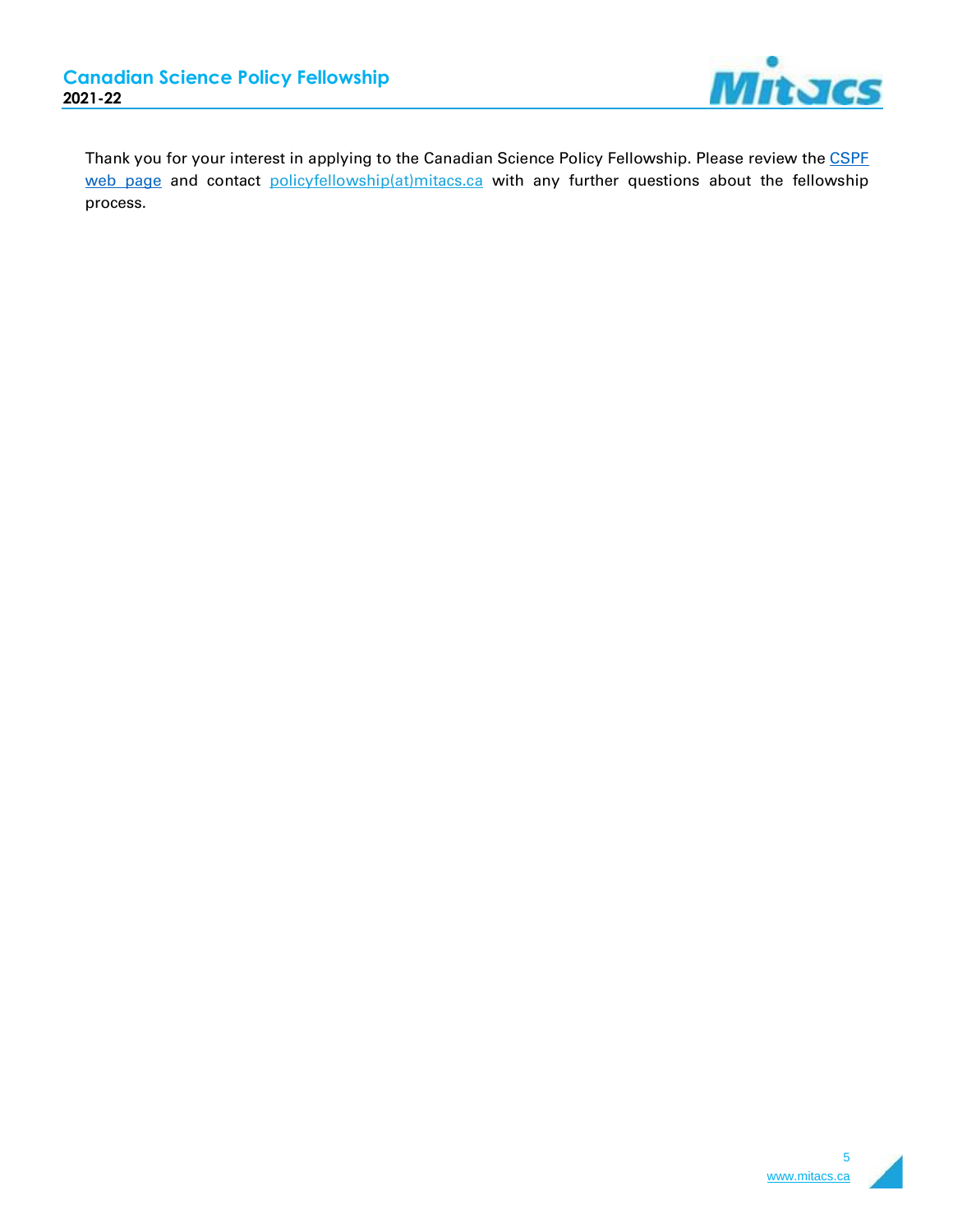Thank you for your interest in applying to the Canadian Science Policy Fellowship. Please review the [CSPF web page]() and contact [policyfellowship(at)mitacs.ca]() with any further questions about the fellowship process.